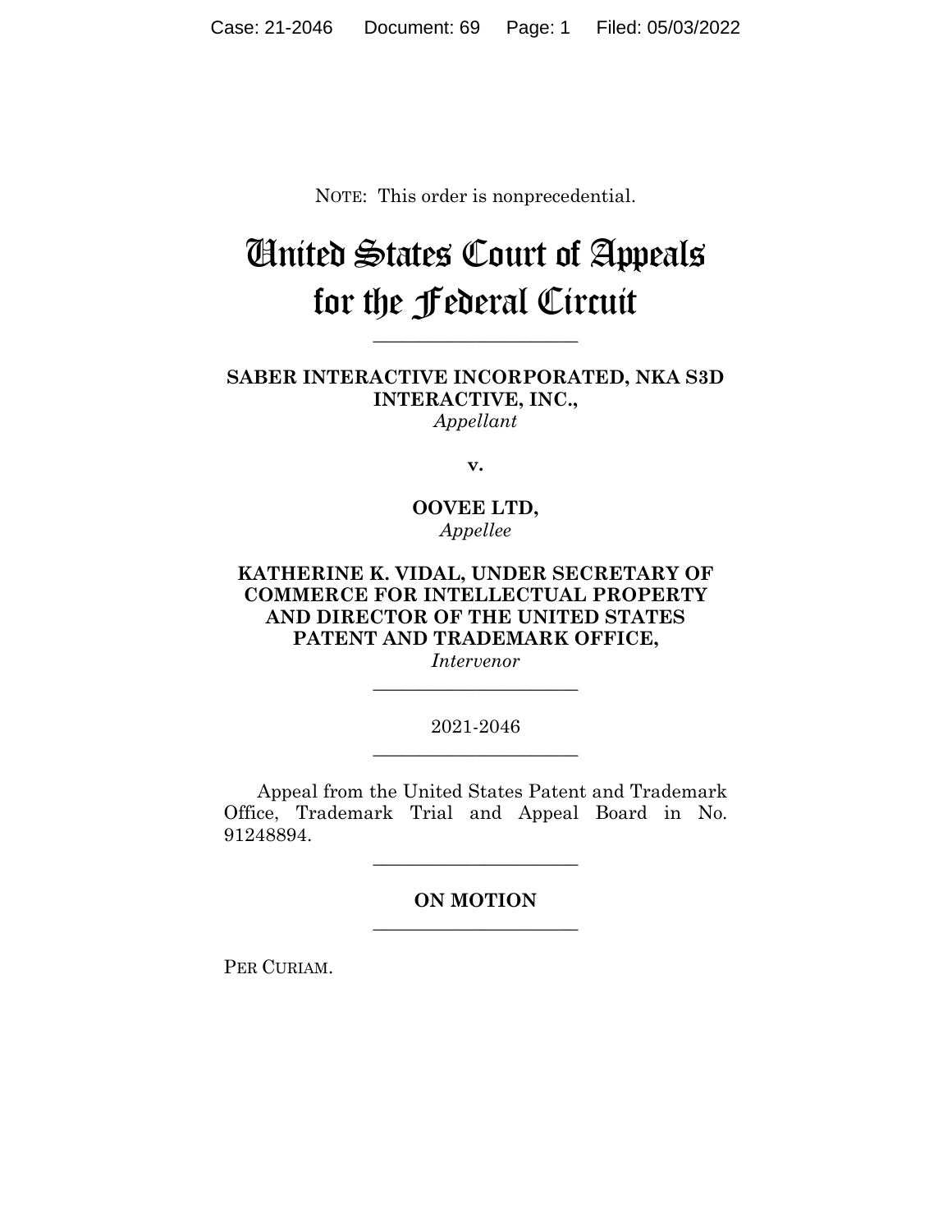NOTE: This order is nonprecedential.

# United States Court of Appeals for the Federal Circuit

---

**SABER INTERACTIVE INCORPORATED, NKA S3D INTERACTIVE, INC.,**
*Appellant*

**v.**

**OOVEE LTD,**
*Appellee*

**KATHERINE K. VIDAL, UNDER SECRETARY OF COMMERCE FOR INTELLECTUAL PROPERTY AND DIRECTOR OF THE UNITED STATES PATENT AND TRADEMARK OFFICE,**
*Intervenor*

---

2021-2046

---

Appeal from the United States Patent and Trademark Office, Trademark Trial and Appeal Board in No. 91248894.

---

**ON MOTION**

---

PER CURIAM.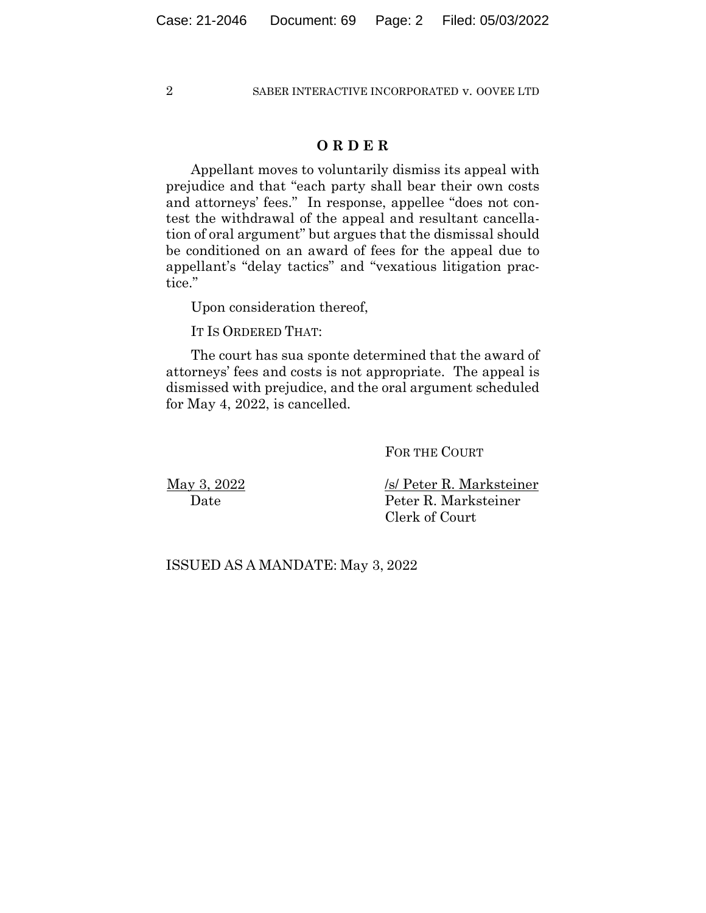**O R D E R**

Appellant moves to voluntarily dismiss its appeal with prejudice and that "each party shall bear their own costs and attorneys' fees." In response, appellee "does not contest the withdrawal of the appeal and resultant cancellation of oral argument" but argues that the dismissal should be conditioned on an award of fees for the appeal due to appellant's "delay tactics" and "vexatious litigation practice."

Upon consideration thereof,

IT IS ORDERED THAT:

The court has sua sponte determined that the award of attorneys' fees and costs is not appropriate. The appeal is dismissed with prejudice, and the oral argument scheduled for May 4, 2022, is cancelled.

FOR THE COURT

May 3, 2022
Date

/s/ Peter R. Marksteiner
Peter R. Marksteiner
Clerk of Court

ISSUED AS A MANDATE: May 3, 2022